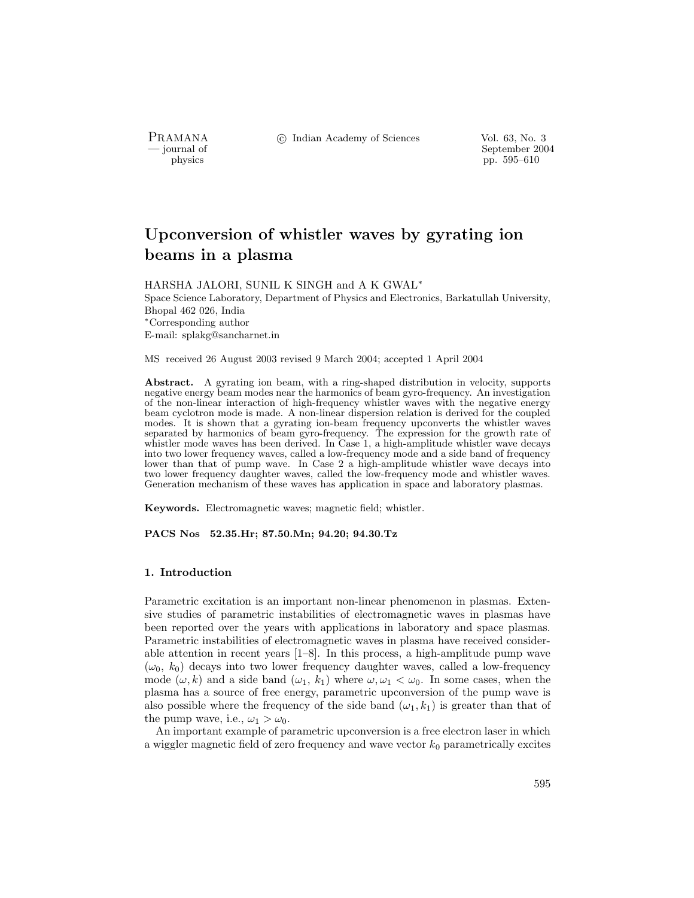# Upconversion of whistler waves by gyrating ion beams in a plasma

HARSHA JALORI, SUNIL K SINGH and A K GWAL*

Space Science Laboratory, Department of Physics and Electronics, Barkatullah University, Bhopal 462 026, India

*Corresponding author

E-mail: splakg@sancharnet.in

MS received 26 August 2003 revised 9 March 2004; accepted 1 April 2004

**Abstract.** A gyrating ion beam, with a ring-shaped distribution in velocity, supports negative energy beam modes near the harmonics of beam gyro-frequency. An investigation of the non-linear interaction of high-frequency whistler waves with the negative energy beam cyclotron mode is made. A non-linear dispersion relation is derived for the coupled modes. It is shown that a gyrating ion-beam frequency upconverts the whistler waves separated by harmonics of beam gyro-frequency. The expression for the growth rate of whistler mode waves has been derived. In Case 1, a high-amplitude whistler wave decays into two lower frequency waves, called a low-frequency mode and a side band of frequency lower than that of pump wave. In Case 2 a high-amplitude whistler wave decays into two lower frequency daughter waves, called the low-frequency mode and whistler waves. Generation mechanism of these waves has application in space and laboratory plasmas.

**Keywords.** Electromagnetic waves; magnetic field; whistler.

**PACS Nos 52.35.Hr; 87.50.Mn; 94.20; 94.30.Tz**

## 1. Introduction

Parametric excitation is an important non-linear phenomenon in plasmas. Extensive studies of parametric instabilities of electromagnetic waves in plasmas have been reported over the years with applications in laboratory and space plasmas. Parametric instabilities of electromagnetic waves in plasma have received considerable attention in recent years [1–8]. In this process, a high-amplitude pump wave ($\omega_0$, $k_0$) decays into two lower frequency daughter waves, called a low-frequency mode ($\omega, k$) and a side band ($\omega_1$, $k_1$) where $\omega, \omega_1 < \omega_0$. In some cases, when the plasma has a source of free energy, parametric upconversion of the pump wave is also possible where the frequency of the side band ($\omega_1, k_1$) is greater than that of the pump wave, i.e., $\omega_1 > \omega_0$.

An important example of parametric upconversion is a free electron laser in which a wiggler magnetic field of zero frequency and wave vector $k_0$ parametrically excites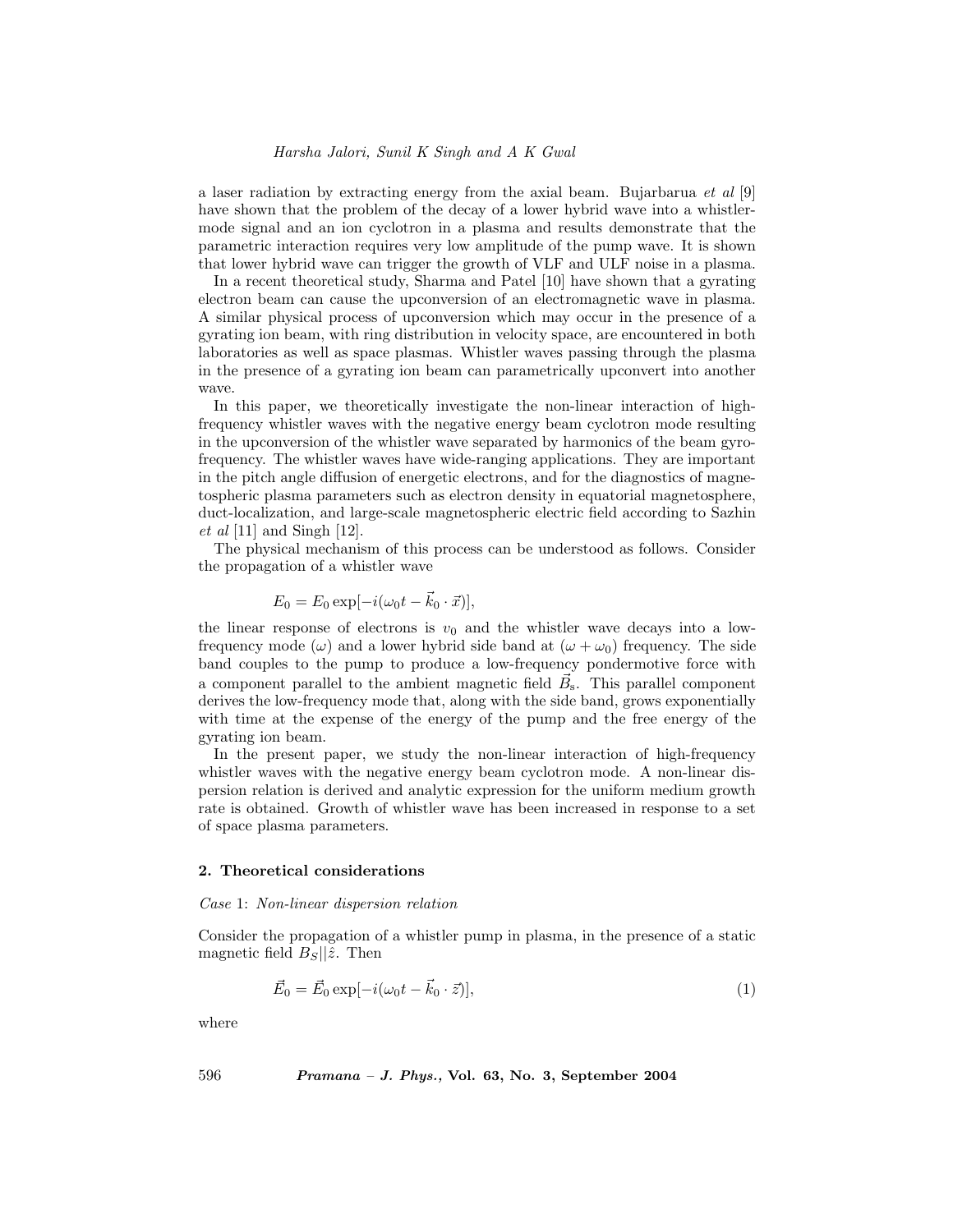a laser radiation by extracting energy from the axial beam. Bujarbarua *et al* [9] have shown that the problem of the decay of a lower hybrid wave into a whistler-mode signal and an ion cyclotron in a plasma and results demonstrate that the parametric interaction requires very low amplitude of the pump wave. It is shown that lower hybrid wave can trigger the growth of VLF and ULF noise in a plasma.

In a recent theoretical study, Sharma and Patel [10] have shown that a gyrating electron beam can cause the upconversion of an electromagnetic wave in plasma. A similar physical process of upconversion which may occur in the presence of a gyrating ion beam, with ring distribution in velocity space, are encountered in both laboratories as well as space plasmas. Whistler waves passing through the plasma in the presence of a gyrating ion beam can parametrically upconvert into another wave.

In this paper, we theoretically investigate the non-linear interaction of high-frequency whistler waves with the negative energy beam cyclotron mode resulting in the upconversion of the whistler wave separated by harmonics of the beam gyro-frequency. The whistler waves have wide-ranging applications. They are important in the pitch angle diffusion of energetic electrons, and for the diagnostics of magnetospheric plasma parameters such as electron density in equatorial magnetosphere, duct-localization, and large-scale magnetospheric electric field according to Sazhin *et al* [11] and Singh [12].

The physical mechanism of this process can be understood as follows. Consider the propagation of a whistler wave

$$E_0 = E_0 \exp[-i(\omega_0 t - \vec{k}_0 \cdot \vec{x})],$$

the linear response of electrons is $v_0$ and the whistler wave decays into a low-frequency mode ($\omega$) and a lower hybrid side band at $(\omega + \omega_0)$ frequency. The side band couples to the pump to produce a low-frequency pondermotive force with a component parallel to the ambient magnetic field $\vec{B}_\mathrm{s}$. This parallel component derives the low-frequency mode that, along with the side band, grows exponentially with time at the expense of the energy of the pump and the free energy of the gyrating ion beam.

In the present paper, we study the non-linear interaction of high-frequency whistler waves with the negative energy beam cyclotron mode. A non-linear dispersion relation is derived and analytic expression for the uniform medium growth rate is obtained. Growth of whistler wave has been increased in response to a set of space plasma parameters.

## 2. Theoretical considerations

*Case* 1: *Non-linear dispersion relation*

Consider the propagation of a whistler pump in plasma, in the presence of a static magnetic field $B_S||\hat{z}$. Then

$$\vec{E}_0 = \vec{E}_0 \exp[-i(\omega_0 t - \vec{k}_0 \cdot \vec{z})], \tag{1}$$

where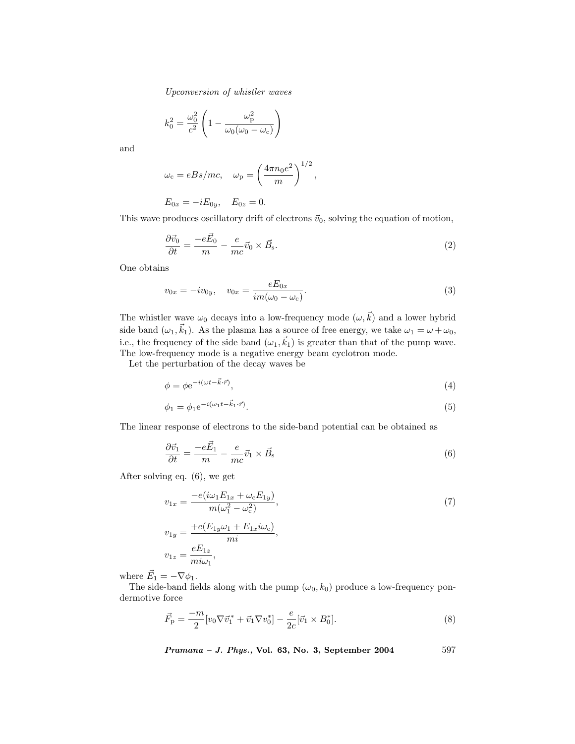$$k_0^2 = \frac{\omega_0^2}{c^2}\left(1 - \frac{\omega_{\rm p}^2}{\omega_0(\omega_0 - \omega_{\rm c})}\right)$$

and

$$\omega_{\rm c} = eBs/mc, \quad \omega_{\rm p} = \left(\frac{4\pi n_0 e^2}{m}\right)^{1/2},$$

$$E_{0x} = -iE_{0y}, \quad E_{0z} = 0.$$

This wave produces oscillatory drift of electrons $\vec{v}_0$, solving the equation of motion,

$$\frac{\partial \vec{v}_0}{\partial t} = \frac{-e\vec{E}_0}{m} - \frac{e}{mc}\vec{v}_0 \times \vec{B}_{\rm s}. \tag{2}$$

One obtains

$$v_{0x} = -iv_{0y}, \quad v_{0x} = \frac{eE_{0x}}{im(\omega_0 - \omega_{\rm c})}. \tag{3}$$

The whistler wave $\omega_0$ decays into a low-frequency mode $(\omega, \vec{k})$ and a lower hybrid side band $(\omega_1, \vec{k}_1)$. As the plasma has a source of free energy, we take $\omega_1 = \omega + \omega_0$, i.e., the frequency of the side band $(\omega_1, \vec{k}_1)$ is greater than that of the pump wave. The low-frequency mode is a negative energy beam cyclotron mode.

Let the perturbation of the decay waves be

$$\phi = \phi {\rm e}^{-i(\omega t - \vec{k}\cdot\vec{r})}, \tag{4}$$

$$\phi_1 = \phi_1 {\rm e}^{-i(\omega_1 t - \vec{k}_1\cdot\vec{r})}. \tag{5}$$

The linear response of electrons to the side-band potential can be obtained as

$$\frac{\partial \vec{v}_1}{\partial t} = \frac{-e\vec{E}_1}{m} - \frac{e}{mc}\vec{v}_1 \times \vec{B}_{\rm s} \tag{6}$$

After solving eq. (6), we get

$$v_{1x} = \frac{-e(i\omega_1 E_{1x} + \omega_{\rm c} E_{1y})}{m(\omega_1^2 - \omega_{\rm c}^2)}, \tag{7}$$

$$v_{1y} = \frac{+e(E_{1y}\omega_1 + E_{1x} i\omega_{\rm c})}{mi},$$

$$v_{1z} = \frac{eE_{1z}}{mi\omega_1},$$

where $\vec{E}_1 = -\nabla\phi_1$.

The side-band fields along with the pump $(\omega_0, k_0)$ produce a low-frequency pondermotive force

$$\vec{F}_{\rm p} = \frac{-m}{2}[v_0 \nabla \vec{v}_1^* + \vec{v}_1 \nabla v_0^*] - \frac{e}{2c}[\vec{v}_1 \times B_0^*]. \tag{8}$$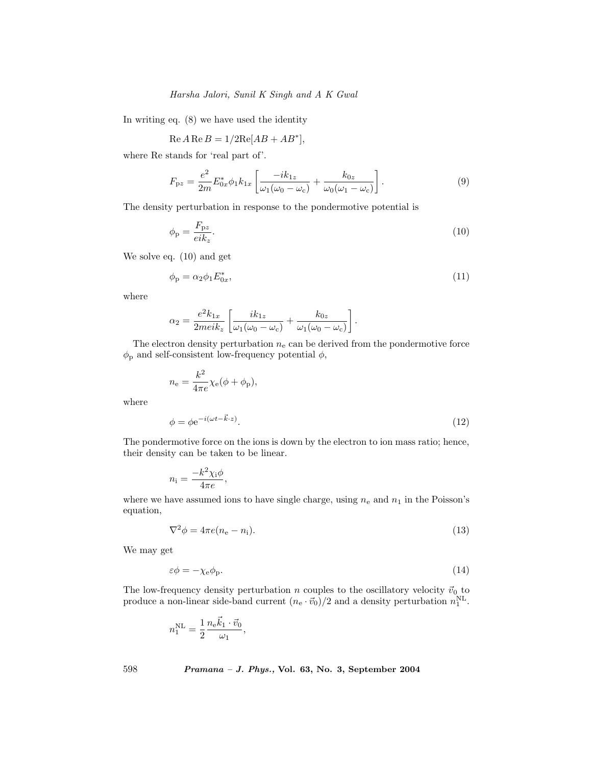In writing eq. (8) we have used the identity

$$\mathrm{Re}\, A\, \mathrm{Re}\, B = 1/2\mathrm{Re}[AB + AB^*],$$

where Re stands for 'real part of'.

$$F_{\mathrm{p}z} = \frac{e^2}{2m} E_{0x}^* \phi_1 k_{1x} \left[ \frac{-ik_{1z}}{\omega_1(\omega_0 - \omega_{\mathrm{c}})} + \frac{k_{0z}}{\omega_0(\omega_1 - \omega_{\mathrm{c}})} \right]. \tag{9}$$

The density perturbation in response to the pondermotive potential is

$$\phi_{\mathrm{p}} = \frac{F_{\mathrm{p}z}}{eik_z}. \tag{10}$$

We solve eq. (10) and get

$$\phi_{\mathrm{p}} = \alpha_2 \phi_1 E_{0x}^*, \tag{11}$$

where

$$\alpha_2 = \frac{e^2 k_{1x}}{2meik_z} \left[ \frac{ik_{1z}}{\omega_1(\omega_0 - \omega_{\mathrm{c}})} + \frac{k_{0z}}{\omega_1(\omega_0 - \omega_{\mathrm{c}})} \right].$$

The electron density perturbation $n_{\mathrm{e}}$ can be derived from the pondermotive force $\phi_{\mathrm{p}}$ and self-consistent low-frequency potential $\phi$,

$$n_{\mathrm{e}} = \frac{k^2}{4\pi e} \chi_{\mathrm{e}} (\phi + \phi_{\mathrm{p}}),$$

where

$$\phi = \phi \mathrm{e}^{-i(\omega t - \vec{k} \cdot z)}. \tag{12}$$

The pondermotive force on the ions is down by the electron to ion mass ratio; hence, their density can be taken to be linear.

$$n_{\mathrm{i}} = \frac{-k^2 \chi_{\mathrm{i}} \phi}{4\pi e},$$

where we have assumed ions to have single charge, using $n_{\mathrm{e}}$ and $n_1$ in the Poisson's equation,

$$\nabla^2 \phi = 4\pi e (n_{\mathrm{e}} - n_{\mathrm{i}}). \tag{13}$$

We may get

$$\varepsilon \phi = -\chi_{\mathrm{e}} \phi_{\mathrm{p}}. \tag{14}$$

The low-frequency density perturbation $n$ couples to the oscillatory velocity $\vec{v}_0$ to produce a non-linear side-band current $(n_{\mathrm{e}} \cdot \vec{v}_0)/2$ and a density perturbation $n_1^{\mathrm{NL}}$.

$$n_1^{\mathrm{NL}} = \frac{1}{2} \frac{n_{\mathrm{e}} \vec{k}_1 \cdot \vec{v}_0}{\omega_1},$$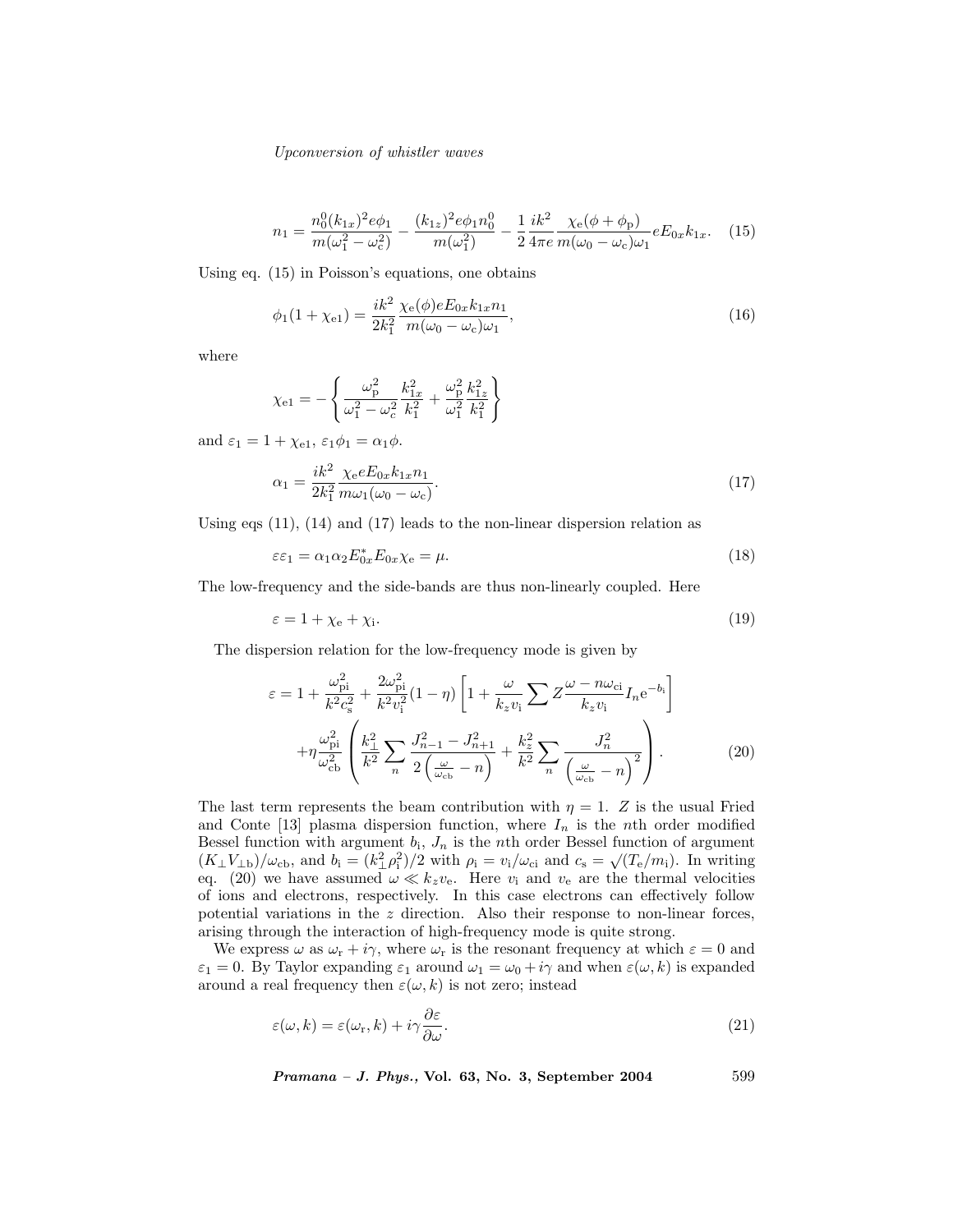$$n_1 = \frac{n_0^0 (k_{1x})^2 e\phi_1}{m(\omega_1^2 - \omega_c^2)} - \frac{(k_{1z})^2 e\phi_1 n_0^0}{m(\omega_1^2)} - \frac{1}{2}\frac{ik^2}{4\pi e}\frac{\chi_e(\phi + \phi_p)}{m(\omega_0 - \omega_c)\omega_1} eE_{0x}k_{1x}. \quad (15)$$

Using eq. (15) in Poisson's equations, one obtains

$$\phi_1(1 + \chi_{e1}) = \frac{ik^2}{2k_1^2}\frac{\chi_e(\phi)eE_{0x}k_{1x}n_1}{m(\omega_0 - \omega_c)\omega_1}, \quad (16)$$

where

$$\chi_{e1} = -\left\{\frac{\omega_p^2}{\omega_1^2 - \omega_c^2}\frac{k_{1x}^2}{k_1^2} + \frac{\omega_p^2}{\omega_1^2}\frac{k_{1z}^2}{k_1^2}\right\}$$

and $\varepsilon_1 = 1 + \chi_{e1}$, $\varepsilon_1\phi_1 = \alpha_1\phi$.

$$\alpha_1 = \frac{ik^2}{2k_1^2}\frac{\chi_e e E_{0x}k_{1x}n_1}{m\omega_1(\omega_0 - \omega_c)}. \quad (17)$$

Using eqs (11), (14) and (17) leads to the non-linear dispersion relation as

$$\varepsilon\varepsilon_1 = \alpha_1\alpha_2 E_{0x}^* E_{0x}\chi_e = \mu. \quad (18)$$

The low-frequency and the side-bands are thus non-linearly coupled. Here

$$\varepsilon = 1 + \chi_e + \chi_i. \quad (19)$$

The dispersion relation for the low-frequency mode is given by

$$\varepsilon = 1 + \frac{\omega_{pi}^2}{k^2 c_s^2} + \frac{2\omega_{pi}^2}{k^2 v_i^2}(1 - \eta)\left[1 + \frac{\omega}{k_z v_i}\sum Z\frac{\omega - n\omega_{ci}}{k_z v_i} I_n e^{-b_i}\right]$$
$$+ \eta\frac{\omega_{pi}^2}{\omega_{cb}^2}\left(\frac{k_\perp^2}{k^2}\sum_n \frac{J_{n-1}^2 - J_{n+1}^2}{2\left(\frac{\omega}{\omega_{cb}} - n\right)} + \frac{k_z^2}{k^2}\sum_n \frac{J_n^2}{\left(\frac{\omega}{\omega_{cb}} - n\right)^2}\right). \quad (20)$$

The last term represents the beam contribution with $\eta = 1$. $Z$ is the usual Fried and Conte [13] plasma dispersion function, where $I_n$ is the $n$th order modified Bessel function with argument $b_i$, $J_n$ is the $n$th order Bessel function of argument $(K_\perp V_{\perp b})/\omega_{cb}$, and $b_i = (k_\perp^2 \rho_i^2)/2$ with $\rho_i = v_i/\omega_{ci}$ and $c_s = \sqrt{(T_e/m_i)}$. In writing eq. (20) we have assumed $\omega \ll k_z v_e$. Here $v_i$ and $v_e$ are the thermal velocities of ions and electrons, respectively. In this case electrons can effectively follow potential variations in the $z$ direction. Also their response to non-linear forces, arising through the interaction of high-frequency mode is quite strong.

We express $\omega$ as $\omega_r + i\gamma$, where $\omega_r$ is the resonant frequency at which $\varepsilon = 0$ and $\varepsilon_1 = 0$. By Taylor expanding $\varepsilon_1$ around $\omega_1 = \omega_0 + i\gamma$ and when $\varepsilon(\omega, k)$ is expanded around a real frequency then $\varepsilon(\omega, k)$ is not zero; instead

$$\varepsilon(\omega, k) = \varepsilon(\omega_r, k) + i\gamma\frac{\partial\varepsilon}{\partial\omega}. \quad (21)$$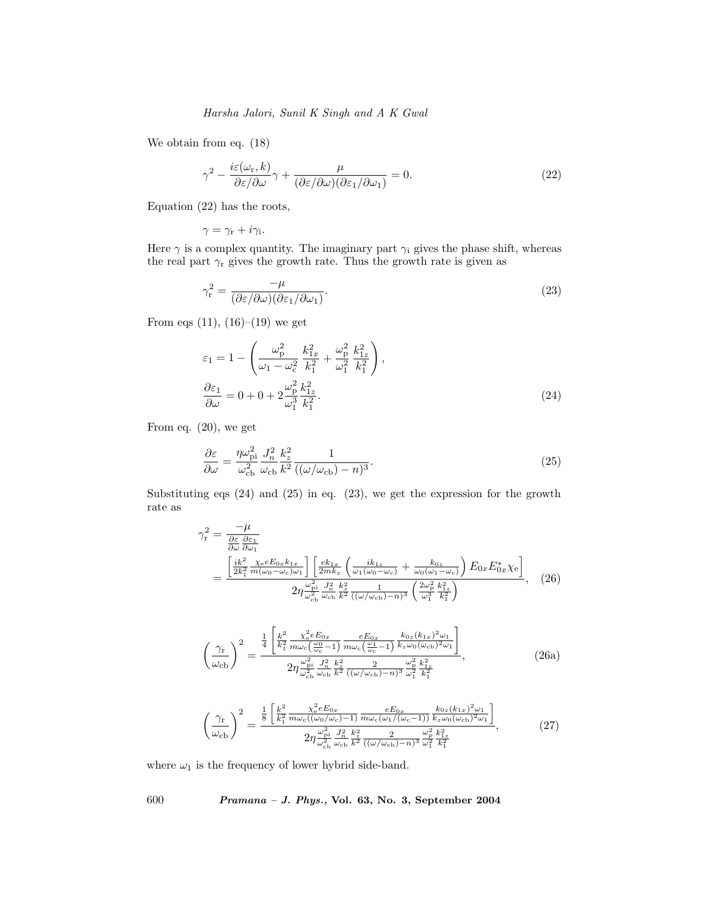We obtain from eq. (18)

$$\gamma^2 - \frac{i\varepsilon(\omega_\mathrm{r}, k)}{\partial\varepsilon/\partial\omega}\gamma + \frac{\mu}{(\partial\varepsilon/\partial\omega)(\partial\varepsilon_1/\partial\omega_1)} = 0. \tag{22}$$

Equation (22) has the roots,

$$\gamma = \gamma_\mathrm{r} + i\gamma_\mathrm{i}.$$

Here $\gamma$ is a complex quantity. The imaginary part $\gamma_\mathrm{i}$ gives the phase shift, whereas the real part $\gamma_\mathrm{r}$ gives the growth rate. Thus the growth rate is given as

$$\gamma_\mathrm{r}^2 = \frac{-\mu}{(\partial\varepsilon/\partial\omega)(\partial\varepsilon_1/\partial\omega_1)}. \tag{23}$$

From eqs (11), (16)–(19) we get

$$\varepsilon_1 = 1 - \left(\frac{\omega_\mathrm{p}^2}{\omega_1 - \omega_\mathrm{c}^2}\,\frac{k_{1x}^2}{k_1^2} + \frac{\omega_\mathrm{p}^2}{\omega_1^2}\,\frac{k_{1z}^2}{k_1^2}\right),$$

$$\frac{\partial\varepsilon_1}{\partial\omega} = 0 + 0 + 2\frac{\omega_\mathrm{p}^2}{\omega_1^3}\frac{k_{1z}^2}{k_1^2}. \tag{24}$$

From eq. (20), we get

$$\frac{\partial\varepsilon}{\partial\omega} = \frac{\eta\omega_\mathrm{pi}^2}{\omega_\mathrm{cb}^2}\,\frac{J_n^2}{\omega_\mathrm{cb}}\,\frac{k_z^2}{k^2}\,\frac{1}{((\omega/\omega_\mathrm{cb}) - n)^3}. \tag{25}$$

Substituting eqs (24) and (25) in eq. (23), we get the expression for the growth rate as

$$\gamma_\mathrm{r}^2 = \frac{-\mu}{\frac{\partial\varepsilon}{\partial\omega}\frac{\partial\varepsilon_1}{\partial\omega_1}}$$
$$= \frac{\left[\frac{ik^2}{2k_1^2}\frac{\chi_\mathrm{e}eE_{0x}k_{1x}}{m(\omega_0-\omega_\mathrm{c})\omega_1}\right]\left[\frac{ek_{1x}}{2mk_z}\left(\frac{ik_{1z}}{\omega_1(\omega_0-\omega_\mathrm{c})} + \frac{k_{0z}}{\omega_0(\omega_1-\omega_\mathrm{c})}\right)E_{0x}E_{0x}^*\chi_\mathrm{e}\right]}{2\eta\frac{\omega_\mathrm{pi}^2}{\omega_\mathrm{cb}^2}\frac{J_n^2}{\omega_\mathrm{cb}}\frac{k_z^2}{k^2}\frac{1}{((\omega/\omega_\mathrm{cb})-n)^3}\left(\frac{2\omega_\mathrm{p}^2}{\omega_1^3}\frac{k_{1z}^2}{k_1^2}\right)}, \tag{26}$$

$$\left(\frac{\gamma_\mathrm{r}}{\omega_\mathrm{cb}}\right)^2 = \frac{\frac{1}{4}\left[\frac{k^2}{k_1^2}\frac{\chi_\mathrm{e}^2eE_{0x}}{m\omega_\mathrm{c}\left(\frac{\omega_0}{\omega_\mathrm{c}}-1\right)}\frac{eE_{0x}}{m\omega_\mathrm{c}\left(\frac{\omega_1}{\omega_\mathrm{c}}-1\right)}\frac{k_{0z}(k_{1x})^2\omega_1}{k_z\omega_0(\omega_\mathrm{cb})^2\omega_1}\right]}{2\eta\frac{\omega_\mathrm{pi}^2}{\omega_\mathrm{cb}^2}\frac{J_n^2}{\omega_\mathrm{cb}}\frac{k_z^2}{k^2}\frac{2}{((\omega/\omega_\mathrm{cb})-n)^3}\frac{\omega_\mathrm{p}^2}{\omega_1^2}\frac{k_{1z}^2}{k_1^2}}, \tag{26a}$$

$$\left(\frac{\gamma_\mathrm{r}}{\omega_\mathrm{cb}}\right)^2 = \frac{\frac{1}{8}\left[\frac{k^2}{k_1^2}\frac{\chi_\mathrm{e}^2eE_{0x}}{m\omega_\mathrm{c}((\omega_0/\omega_\mathrm{c})-1)}\frac{eE_{0x}}{m\omega_\mathrm{c}(\omega_1/(\omega_\mathrm{c}-1))}\frac{k_{0z}(k_{1x})^2\omega_1}{k_z\omega_0(\omega_\mathrm{cb})^2\omega_1}\right]}{2\eta\frac{\omega_\mathrm{pi}^2}{\omega_\mathrm{cb}^2}\frac{J_n^2}{\omega_\mathrm{cb}}\frac{k_z^2}{k^2}\frac{2}{((\omega/\omega_\mathrm{cb})-n)^3}\frac{\omega_p^2}{\omega_1^2}\frac{k_{1z}^2}{k_1^2}}, \tag{27}$$

where $\omega_1$ is the frequency of lower hybrid side-band.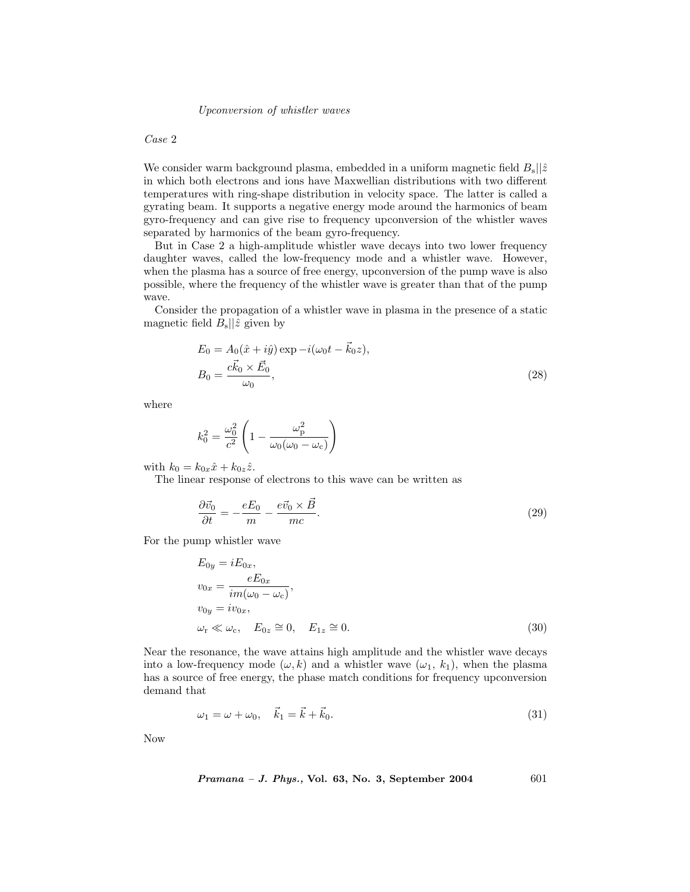*Case* 2

We consider warm background plasma, embedded in a uniform magnetic field $B_{\mathrm{s}}||\hat{z}$ in which both electrons and ions have Maxwellian distributions with two different temperatures with ring-shape distribution in velocity space. The latter is called a gyrating beam. It supports a negative energy mode around the harmonics of beam gyro-frequency and can give rise to frequency upconversion of the whistler waves separated by harmonics of the beam gyro-frequency.

But in Case 2 a high-amplitude whistler wave decays into two lower frequency daughter waves, called the low-frequency mode and a whistler wave. However, when the plasma has a source of free energy, upconversion of the pump wave is also possible, where the frequency of the whistler wave is greater than that of the pump wave.

Consider the propagation of a whistler wave in plasma in the presence of a static magnetic field $B_{\mathrm{s}}||\hat{z}$ given by

$$
\begin{aligned}
&E_0 = A_0(\hat{x} + i\hat{y}) \exp -i(\omega_0 t - \vec{k}_0 z), \\
&B_0 = \frac{c\vec{k}_0 \times \vec{E}_0}{\omega_0},
\end{aligned}
\tag{28}
$$

where

$$
k_0^2 = \frac{\omega_0^2}{c^2}\left(1 - \frac{\omega_{\mathrm{p}}^2}{\omega_0(\omega_0 - \omega_{\mathrm{c}})}\right)
$$

with $k_0 = k_{0x}\hat{x} + k_{0z}\hat{z}$.

The linear response of electrons to this wave can be written as

$$
\frac{\partial \vec{v}_0}{\partial t} = -\frac{eE_0}{m} - \frac{e\vec{v}_0 \times \vec{B}}{mc}. \tag{29}
$$

For the pump whistler wave

$$
\begin{aligned}
&E_{0y} = iE_{0x}, \\
&v_{0x} = \frac{eE_{0x}}{im(\omega_0 - \omega_{\mathrm{c}})}, \\
&v_{0y} = iv_{0x}, \\
&\omega_{\mathrm{r}} \ll \omega_{\mathrm{c}}, \quad E_{0z} \cong 0, \quad E_{1z} \cong 0.
\end{aligned}
\tag{30}
$$

Near the resonance, the wave attains high amplitude and the whistler wave decays into a low-frequency mode $(\omega, k)$ and a whistler wave $(\omega_1,\ k_1)$, when the plasma has a source of free energy, the phase match conditions for frequency upconversion demand that

$$
\omega_1 = \omega + \omega_0, \quad \vec{k}_1 = \vec{k} + \vec{k}_0. \tag{31}
$$

Now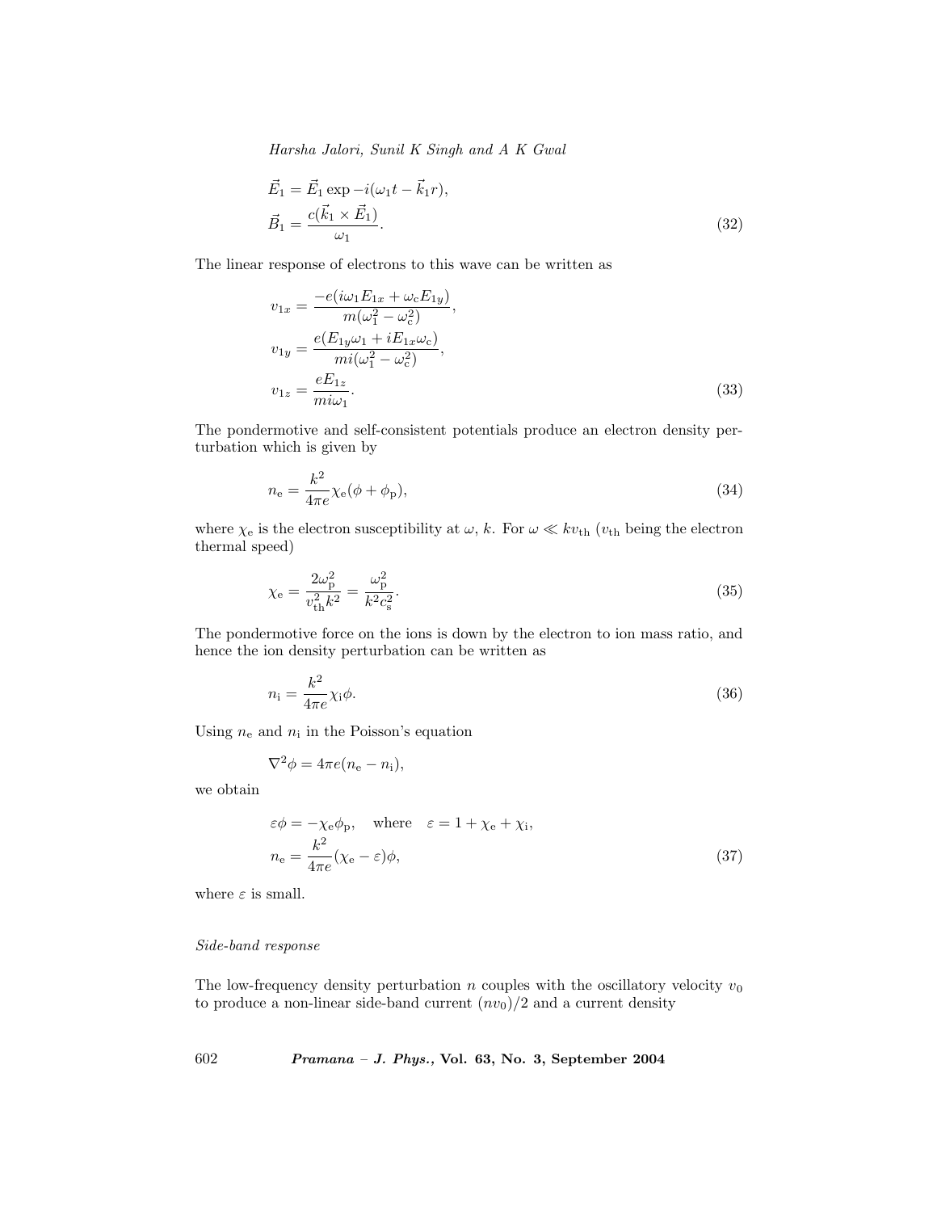$$
\vec{E}_1 = \vec{E}_1 \exp -i(\omega_1 t - \vec{k}_1 r),
$$

$$
\vec{B}_1 = \frac{c(\vec{k}_1 \times \vec{E}_1)}{\omega_1}. \tag{32}
$$

The linear response of electrons to this wave can be written as

$$
v_{1x} = \frac{-e(i\omega_1 E_{1x} + \omega_\mathrm{c} E_{1y})}{m(\omega_1^2 - \omega_\mathrm{c}^2)},
$$

$$
v_{1y} = \frac{e(E_{1y}\omega_1 + iE_{1x}\omega_\mathrm{c})}{mi(\omega_1^2 - \omega_\mathrm{c}^2)},
$$

$$
v_{1z} = \frac{eE_{1z}}{mi\omega_1}. \tag{33}
$$

The pondermotive and self-consistent potentials produce an electron density perturbation which is given by

$$
n_\mathrm{e} = \frac{k^2}{4\pi e}\chi_\mathrm{e}(\phi + \phi_\mathrm{p}), \tag{34}
$$

where $\chi_\mathrm{e}$ is the electron susceptibility at $\omega$, $k$. For $\omega \ll kv_\mathrm{th}$ ($v_\mathrm{th}$ being the electron thermal speed)

$$
\chi_\mathrm{e} = \frac{2\omega_\mathrm{p}^2}{v_\mathrm{th}^2 k^2} = \frac{\omega_\mathrm{p}^2}{k^2 c_\mathrm{s}^2}. \tag{35}
$$

The pondermotive force on the ions is down by the electron to ion mass ratio, and hence the ion density perturbation can be written as

$$
n_\mathrm{i} = \frac{k^2}{4\pi e}\chi_\mathrm{i}\phi. \tag{36}
$$

Using $n_\mathrm{e}$ and $n_\mathrm{i}$ in the Poisson's equation

$$
\nabla^2\phi = 4\pi e(n_\mathrm{e} - n_\mathrm{i}),
$$

we obtain

$$
\varepsilon\phi = -\chi_\mathrm{e}\phi_\mathrm{p}, \quad \text{where} \quad \varepsilon = 1 + \chi_\mathrm{e} + \chi_\mathrm{i},
$$

$$
n_\mathrm{e} = \frac{k^2}{4\pi e}(\chi_\mathrm{e} - \varepsilon)\phi, \tag{37}
$$

where $\varepsilon$ is small.

*Side-band response*

The low-frequency density perturbation $n$ couples with the oscillatory velocity $v_0$ to produce a non-linear side-band current $(nv_0)/2$ and a current density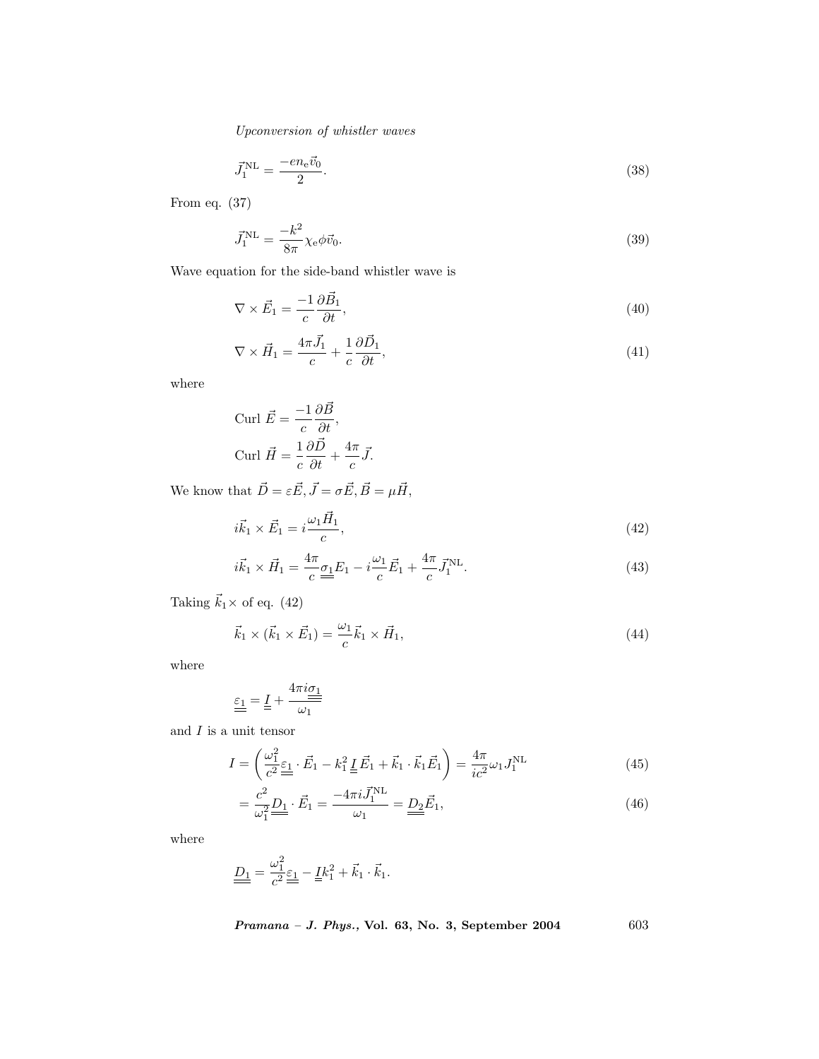$$\vec{J}_1^{\mathrm{NL}} = \frac{-en_{\mathrm{e}}\vec{v}_0}{2}. \tag{38}$$

From eq. (37)

$$\vec{J}_1^{\mathrm{NL}} = \frac{-k^2}{8\pi}\chi_{\mathrm{e}}\phi\vec{v}_0. \tag{39}$$

Wave equation for the side-band whistler wave is

$$\nabla \times \vec{E}_1 = \frac{-1}{c}\frac{\partial \vec{B}_1}{\partial t}, \tag{40}$$

$$\nabla \times \vec{H}_1 = \frac{4\pi \vec{J}_1}{c} + \frac{1}{c}\frac{\partial \vec{D}_1}{\partial t}, \tag{41}$$

where

$$\text{Curl } \vec{E} = \frac{-1}{c}\frac{\partial \vec{B}}{\partial t},$$

$$\text{Curl } \vec{H} = \frac{1}{c}\frac{\partial \vec{D}}{\partial t} + \frac{4\pi}{c}\vec{J}.$$

We know that $\vec{D} = \varepsilon\vec{E}, \vec{J} = \sigma\vec{E}, \vec{B} = \mu\vec{H}$,

$$i\vec{k}_1 \times \vec{E}_1 = i\frac{\omega_1 \vec{H}_1}{c}, \tag{42}$$

$$i\vec{k}_1 \times \vec{H}_1 = \frac{4\pi}{c}\underline{\underline{\sigma_1}}E_1 - i\frac{\omega_1}{c}\vec{E}_1 + \frac{4\pi}{c}\vec{J}_1^{\mathrm{NL}}. \tag{43}$$

Taking $\vec{k}_1\times$ of eq. (42)

$$\vec{k}_1 \times (\vec{k}_1 \times \vec{E}_1) = \frac{\omega_1}{c}\vec{k}_1 \times \vec{H}_1, \tag{44}$$

where

$$\underline{\underline{\varepsilon_1}} = \underline{\underline{I}} + \frac{4\pi i \underline{\underline{\sigma_1}}}{\omega_1}$$

and $I$ is a unit tensor

$$I = \left(\frac{\omega_1^2}{c^2}\underline{\underline{\varepsilon_1}} \cdot \vec{E}_1 - k_1^2 \underline{\underline{I}}\,\vec{E}_1 + \vec{k}_1 \cdot \vec{k}_1 \vec{E}_1\right) = \frac{4\pi}{ic^2}\omega_1 J_1^{\mathrm{NL}} \tag{45}$$

$$= \frac{c^2}{\omega_1^2}\underline{\underline{D_1}} \cdot \vec{E}_1 = \frac{-4\pi i \vec{J}_1^{\mathrm{NL}}}{\omega_1} = \underline{\underline{D_2}}\vec{E}_1, \tag{46}$$

where

$$\underline{\underline{D_1}} = \frac{\omega_1^2}{c^2}\underline{\underline{\varepsilon_1}} - \underline{\underline{I}}k_1^2 + \vec{k}_1 \cdot \vec{k}_1.$$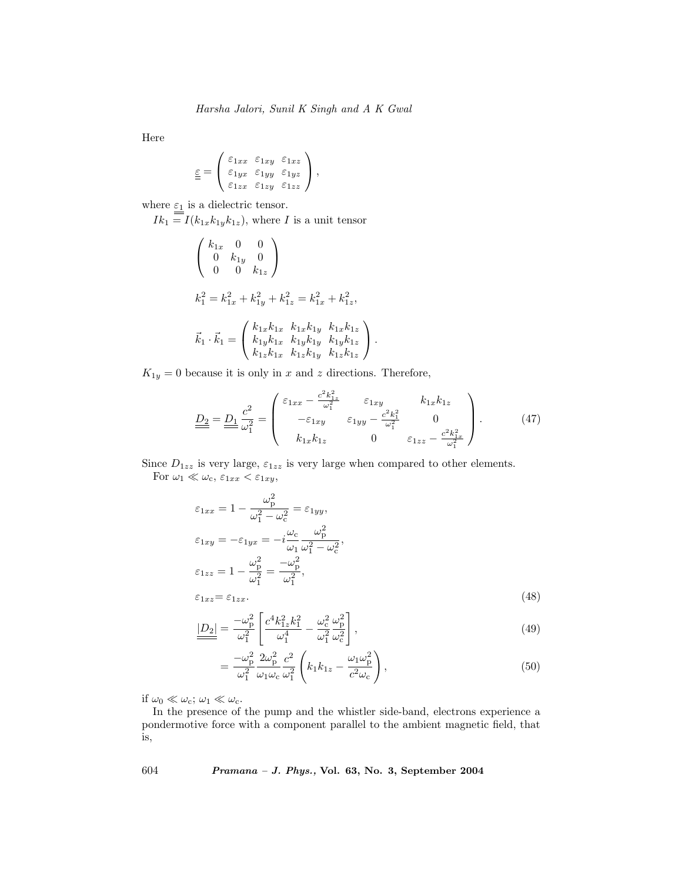Here

$$\underline{\underline{\varepsilon}} = \begin{pmatrix} \varepsilon_{1xx} & \varepsilon_{1xy} & \varepsilon_{1xz} \\ \varepsilon_{1yx} & \varepsilon_{1yy} & \varepsilon_{1yz} \\ \varepsilon_{1zx} & \varepsilon_{1zy} & \varepsilon_{1zz} \end{pmatrix},$$

where $\underline{\underline{\varepsilon_1}}$ is a dielectric tensor.

$Ik_1 = I(k_{1x}k_{1y}k_{1z})$, where $I$ is a unit tensor

$$\begin{pmatrix} k_{1x} & 0 & 0 \\ 0 & k_{1y} & 0 \\ 0 & 0 & k_{1z} \end{pmatrix}$$

$$k_1^2 = k_{1x}^2 + k_{1y}^2 + k_{1z}^2 = k_{1x}^2 + k_{1z}^2,$$

$$\vec{k}_1 \cdot \vec{k}_1 = \begin{pmatrix} k_{1x}k_{1x} & k_{1x}k_{1y} & k_{1x}k_{1z} \\ k_{1y}k_{1x} & k_{1y}k_{1y} & k_{1y}k_{1z} \\ k_{1z}k_{1x} & k_{1z}k_{1y} & k_{1z}k_{1z} \end{pmatrix}.$$

$K_{1y} = 0$ because it is only in $x$ and $z$ directions. Therefore,

$$\underline{\underline{D_2}} = \underline{\underline{D_1}} \frac{c^2}{\omega_1^2} = \begin{pmatrix} \varepsilon_{1xx} - \frac{c^2 k_{1z}^2}{\omega_1^2} & \varepsilon_{1xy} & k_{1x}k_{1z} \\ -\varepsilon_{1xy} & \varepsilon_{1yy} - \frac{c^2 k_1^2}{\omega_1^2} & 0 \\ k_{1x}k_{1z} & 0 & \varepsilon_{1zz} - \frac{c^2 k_{1x}^2}{\omega_1^2} \end{pmatrix}. \tag{47}$$

Since $D_{1zz}$ is very large, $\varepsilon_{1zz}$ is very large when compared to other elements.

For $\omega_1 \ll \omega_{\mathrm{c}}$, $\varepsilon_{1xx} < \varepsilon_{1xy}$,

$$\begin{aligned}
\varepsilon_{1xx} &= 1 - \frac{\omega_{\mathrm{p}}^2}{\omega_1^2 - \omega_{\mathrm{c}}^2} = \varepsilon_{1yy}, \\
\varepsilon_{1xy} &= -\varepsilon_{1yx} = -i \frac{\omega_{\mathrm{c}}}{\omega_1} \frac{\omega_{\mathrm{p}}^2}{\omega_1^2 - \omega_{\mathrm{c}}^2}, \\
\varepsilon_{1zz} &= 1 - \frac{\omega_{\mathrm{p}}^2}{\omega_1^2} = \frac{-\omega_{\mathrm{p}}^2}{\omega_1^2}, \\
\varepsilon_{1xz} &= \varepsilon_{1zx}.
\end{aligned} \tag{48}$$

$$\underline{\underline{|D_2|}} = \frac{-\omega_{\mathrm{p}}^2}{\omega_1^2} \left[ \frac{c^4 k_{1z}^2 k_1^2}{\omega_1^4} - \frac{\omega_{\mathrm{c}}^2}{\omega_1^2} \frac{\omega_{\mathrm{p}}^2}{\omega_{\mathrm{c}}^2} \right], \tag{49}$$

$$= \frac{-\omega_{\mathrm{p}}^2}{\omega_1^2} \frac{2\omega_{\mathrm{p}}^2}{\omega_1 \omega_{\mathrm{c}}} \frac{c^2}{\omega_1^2} \left( k_1 k_{1z} - \frac{\omega_1 \omega_{\mathrm{p}}^2}{c^2 \omega_{\mathrm{c}}} \right), \tag{50}$$

if $\omega_0 \ll \omega_{\mathrm{c}}$; $\omega_1 \ll \omega_{\mathrm{c}}$.

In the presence of the pump and the whistler side-band, electrons experience a pondermotive force with a component parallel to the ambient magnetic field, that is,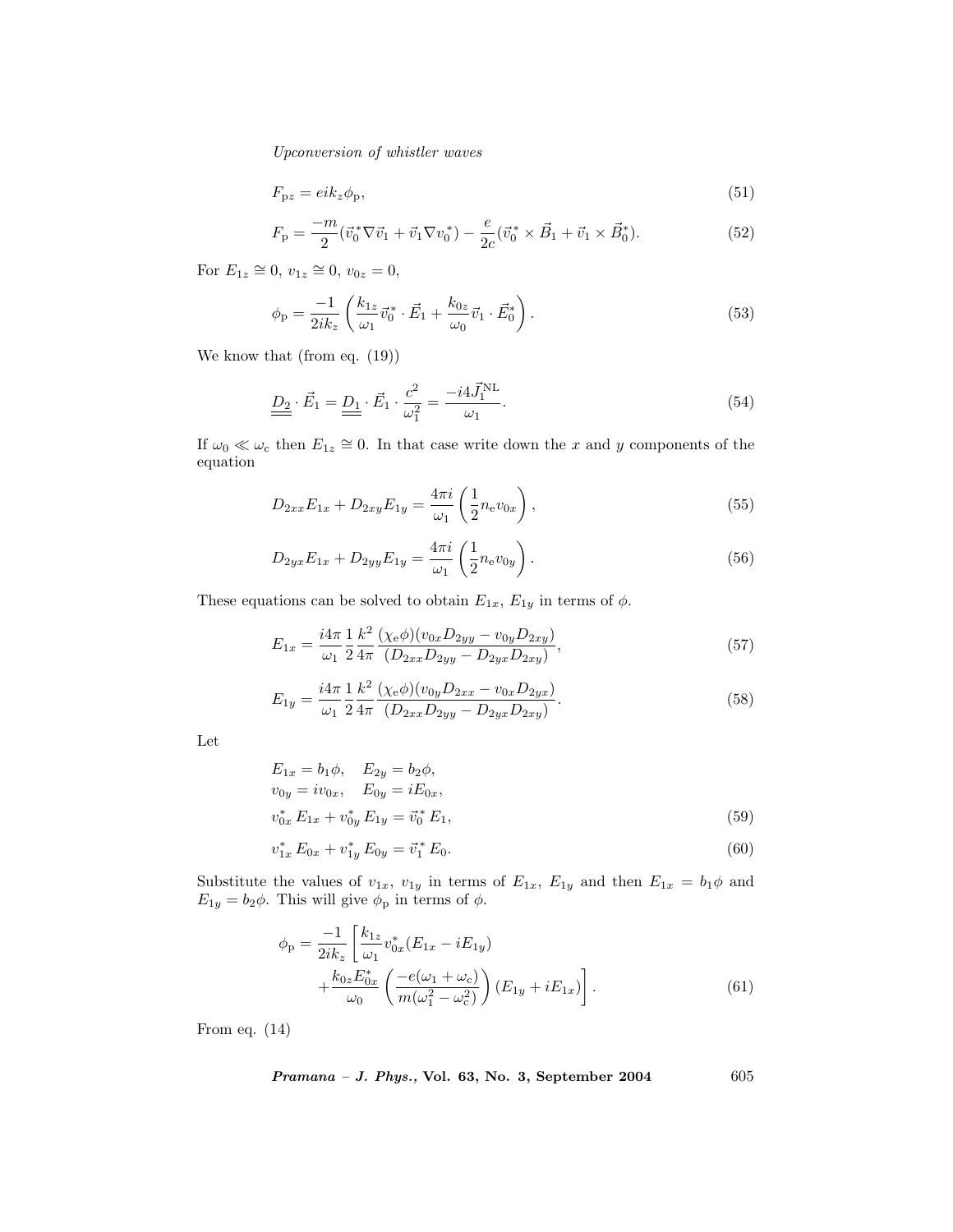$$F_{\mathrm{p}z} = eik_z\phi_{\mathrm{p}}, \tag{51}$$

$$F_{\mathrm{p}} = \frac{-m}{2}(\vec{v}_0^{\,*}\nabla\vec{v}_1 + \vec{v}_1\nabla v_0^*) - \frac{e}{2c}(\vec{v}_0^{\,*}\times\vec{B}_1 + \vec{v}_1\times\vec{B}_0^*). \tag{52}$$

For $E_{1z} \cong 0$, $v_{1z} \cong 0$, $v_{0z} = 0$,

$$\phi_{\mathrm{p}} = \frac{-1}{2ik_z}\left(\frac{k_{1z}}{\omega_1}\vec{v}_0^{\,*}\cdot\vec{E}_1 + \frac{k_{0z}}{\omega_0}\vec{v}_1\cdot\vec{E}_0^*\right). \tag{53}$$

We know that (from eq. (19))

$$\underline{\underline{D_2}}\cdot\vec{E}_1 = \underline{\underline{D_1}}\cdot\vec{E}_1\cdot\frac{c^2}{\omega_1^2} = \frac{-i4\vec{J}_1^{\mathrm{NL}}}{\omega_1}. \tag{54}$$

If $\omega_0 \ll \omega_{\mathrm{c}}$ then $E_{1z} \cong 0$. In that case write down the $x$ and $y$ components of the equation

$$D_{2xx}E_{1x} + D_{2xy}E_{1y} = \frac{4\pi i}{\omega_1}\left(\frac{1}{2}n_{\mathrm{e}}v_{0x}\right), \tag{55}$$

$$D_{2yx}E_{1x} + D_{2yy}E_{1y} = \frac{4\pi i}{\omega_1}\left(\frac{1}{2}n_{\mathrm{e}}v_{0y}\right). \tag{56}$$

These equations can be solved to obtain $E_{1x}$, $E_{1y}$ in terms of $\phi$.

$$E_{1x} = \frac{i4\pi}{\omega_1}\frac{1}{2}\frac{k^2}{4\pi}\frac{(\chi_{\mathrm{e}}\phi)(v_{0x}D_{2yy} - v_{0y}D_{2xy})}{(D_{2xx}D_{2yy} - D_{2yx}D_{2xy})}, \tag{57}$$

$$E_{1y} = \frac{i4\pi}{\omega_1}\frac{1}{2}\frac{k^2}{4\pi}\frac{(\chi_{\mathrm{e}}\phi)(v_{0y}D_{2xx} - v_{0x}D_{2yx})}{(D_{2xx}D_{2yy} - D_{2yx}D_{2xy})}. \tag{58}$$

Let

$$E_{1x} = b_1\phi, \quad E_{2y} = b_2\phi,$$
$$v_{0y} = iv_{0x}, \quad E_{0y} = iE_{0x},$$
$$v_{0x}^*\,E_{1x} + v_{0y}^*\,E_{1y} = \vec{v}_0^{\,*}\,E_1, \tag{59}$$

$$v_{1x}^*\,E_{0x} + v_{1y}^*\,E_{0y} = \vec{v}_1^{\,*}\,E_0. \tag{60}$$

Substitute the values of $v_{1x}$, $v_{1y}$ in terms of $E_{1x}$, $E_{1y}$ and then $E_{1x} = b_1\phi$ and $E_{1y} = b_2\phi$. This will give $\phi_{\mathrm{p}}$ in terms of $\phi$.

$$\phi_{\mathrm{p}} = \frac{-1}{2ik_z}\left[\frac{k_{1z}}{\omega_1}v_{0x}^*(E_{1x} - iE_{1y}) + \frac{k_{0z}E_{0x}^*}{\omega_0}\left(\frac{-e(\omega_1+\omega_{\mathrm{c}})}{m(\omega_1^2-\omega_{\mathrm{c}}^2)}\right)(E_{1y} + iE_{1x})\right]. \tag{61}$$

From eq. (14)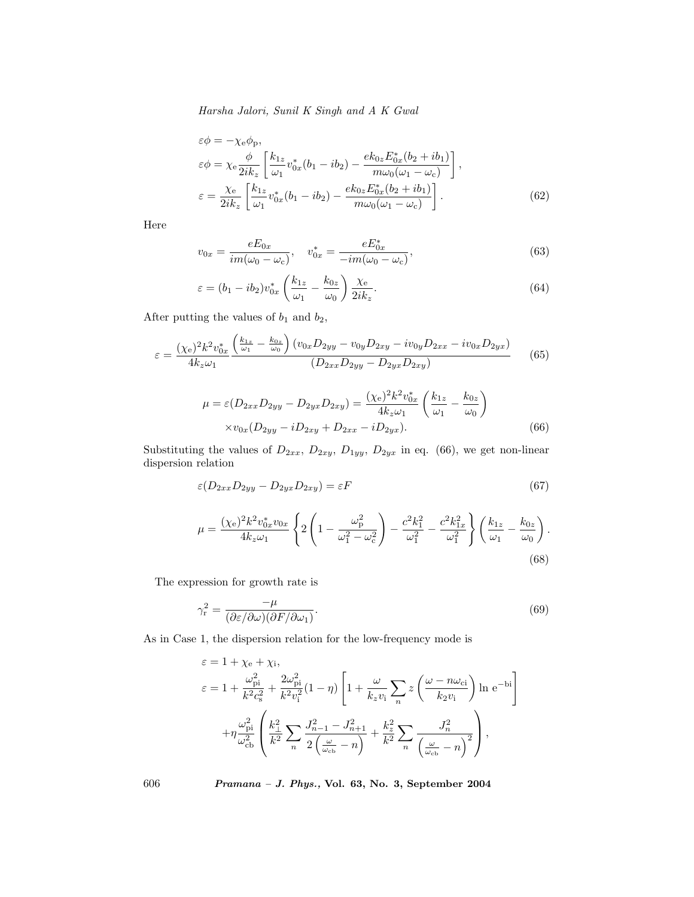$$
\begin{aligned}
&\varepsilon\phi = -\chi_{\mathrm{e}}\phi_{\mathrm{p}}, \\
&\varepsilon\phi = \chi_{\mathrm{e}}\frac{\phi}{2ik_z}\left[\frac{k_{1z}}{\omega_1}v_{0x}^*(b_1 - ib_2) - \frac{ek_{0z}E_{0x}^*(b_2 + ib_1)}{m\omega_0(\omega_1 - \omega_{\mathrm{c}})}\right], \\
&\varepsilon = \frac{\chi_{\mathrm{e}}}{2ik_z}\left[\frac{k_{1z}}{\omega_1}v_{0x}^*(b_1 - ib_2) - \frac{ek_{0z}E_{0x}^*(b_2 + ib_1)}{m\omega_0(\omega_1 - \omega_{\mathrm{c}})}\right].
\end{aligned}
\tag{62}
$$

Here

$$
v_{0x} = \frac{eE_{0x}}{im(\omega_0 - \omega_{\mathrm{c}})}, \quad v_{0x}^* = \frac{eE_{0x}^*}{-im(\omega_0 - \omega_{\mathrm{c}})}, \tag{63}
$$

$$
\varepsilon = (b_1 - ib_2)v_{0x}^*\left(\frac{k_{1z}}{\omega_1} - \frac{k_{0z}}{\omega_0}\right)\frac{\chi_{\mathrm{e}}}{2ik_z}. \tag{64}
$$

After putting the values of $b_1$ and $b_2$,

$$
\varepsilon = \frac{(\chi_{\mathrm{e}})^2k^2v_{0x}^*}{4k_z\omega_1}\frac{\left(\frac{k_{1z}}{\omega_1} - \frac{k_{0z}}{\omega_0}\right)(v_{0x}D_{2yy} - v_{0y}D_{2xy} - iv_{0y}D_{2xx} - iv_{0x}D_{2yx})}{(D_{2xx}D_{2yy} - D_{2yx}D_{2xy})} \tag{65}
$$

$$
\begin{aligned}
\mu = \varepsilon(D_{2xx}D_{2yy} - D_{2yx}D_{2xy}) &= \frac{(\chi_{\mathrm{e}})^2k^2v_{0x}^*}{4k_z\omega_1}\left(\frac{k_{1z}}{\omega_1} - \frac{k_{0z}}{\omega_0}\right) \\
&\times v_{0x}(D_{2yy} - iD_{2xy} + D_{2xx} - iD_{2yx}).
\end{aligned}
\tag{66}
$$

Substituting the values of $D_{2xx}$, $D_{2xy}$, $D_{1yy}$, $D_{2yx}$ in eq. (66), we get non-linear dispersion relation

$$
\varepsilon(D_{2xx}D_{2yy} - D_{2yx}D_{2xy}) = \varepsilon F \tag{67}
$$

$$
\mu = \frac{(\chi_{\mathrm{e}})^2k^2v_{0x}^*v_{0x}}{4k_z\omega_1}\left\{2\left(1 - \frac{\omega_{\mathrm{p}}^2}{\omega_1^2 - \omega_{\mathrm{c}}^2}\right) - \frac{c^2k_1^2}{\omega_1^2} - \frac{c^2k_{1x}^2}{\omega_1^2}\right\}\left(\frac{k_{1z}}{\omega_1} - \frac{k_{0z}}{\omega_0}\right). \tag{68}
$$

The expression for growth rate is

$$
\gamma_{\mathrm{r}}^2 = \frac{-\mu}{(\partial\varepsilon/\partial\omega)(\partial F/\partial\omega_1)}. \tag{69}
$$

As in Case 1, the dispersion relation for the low-frequency mode is

$$
\begin{aligned}
&\varepsilon = 1 + \chi_{\mathrm{e}} + \chi_{\mathrm{i}}, \\
&\varepsilon = 1 + \frac{\omega_{\mathrm{pi}}^2}{k^2c_{\mathrm{s}}^2} + \frac{2\omega_{\mathrm{pi}}^2}{k^2v_{\mathrm{i}}^2}(1 - \eta)\left[1 + \frac{\omega}{k_zv_{\mathrm{i}}}\sum_n z\left(\frac{\omega - n\omega_{\mathrm{ci}}}{k_2v_{\mathrm{i}}}\right)\ln \mathrm{e}^{-\mathrm{bi}}\right] \\
&\quad + \eta\frac{\omega_{\mathrm{pi}}^2}{\omega_{\mathrm{cb}}^2}\left(\frac{k_\perp^2}{k^2}\sum_n\frac{J_{n-1}^2 - J_{n+1}^2}{2\left(\frac{\omega}{\omega_{\mathrm{cb}}} - n\right)} + \frac{k_z^2}{k^2}\sum_n\frac{J_n^2}{\left(\frac{\omega}{\omega_{\mathrm{cb}}} - n\right)^2}\right),
\end{aligned}
$$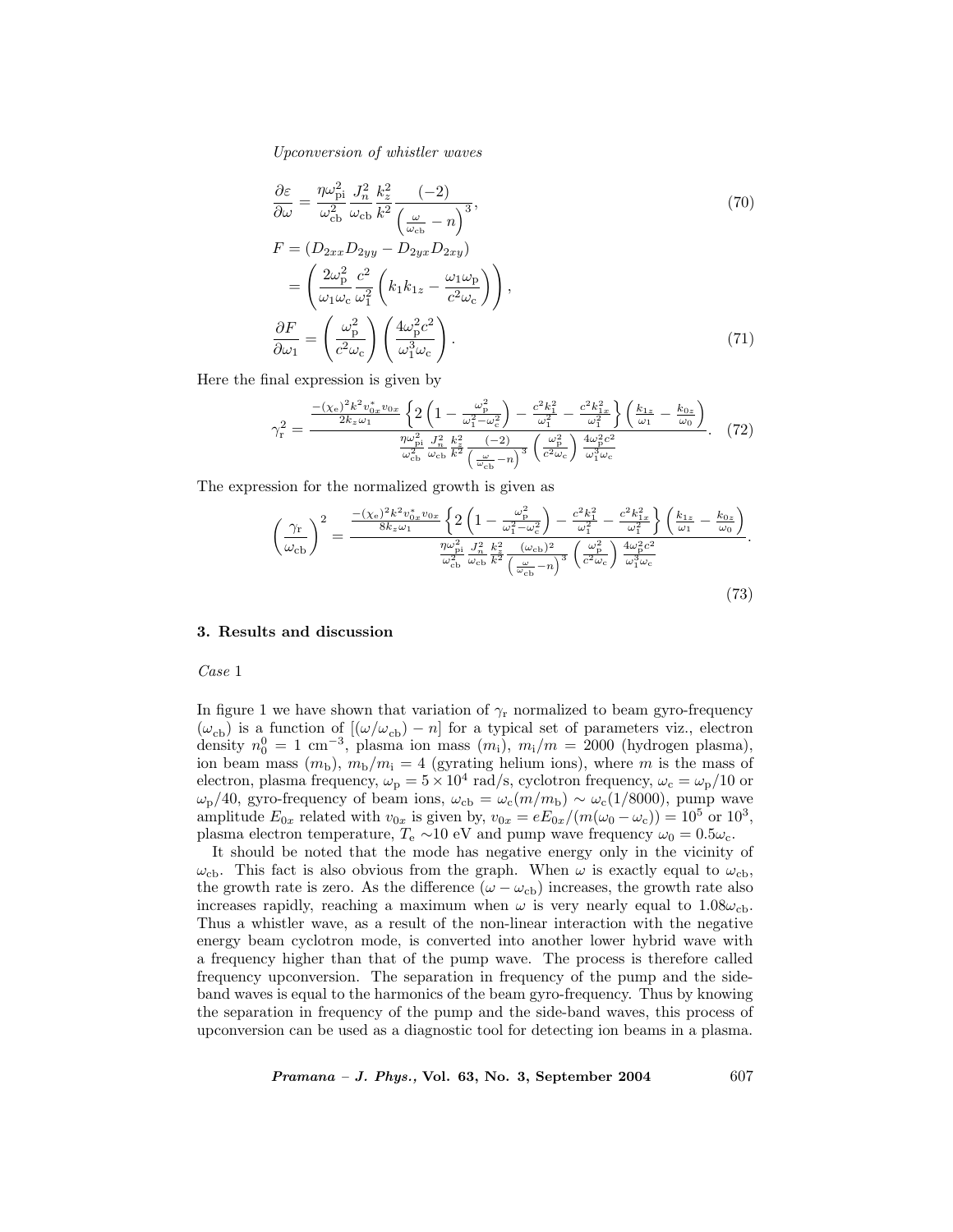$$\frac{\partial \varepsilon}{\partial \omega} = \frac{\eta \omega_{\mathrm{pi}}^2}{\omega_{\mathrm{cb}}^2} \frac{J_n^2}{\omega_{\mathrm{cb}}} \frac{k_z^2}{k^2} \frac{(-2)}{\left(\frac{\omega}{\omega_{\mathrm{cb}}} - n\right)^3}, \tag{70}$$

$$\begin{aligned} F &= (D_{2xx} D_{2yy} - D_{2yx} D_{2xy}) \\ &= \left( \frac{2\omega_{\mathrm{p}}^2}{\omega_1 \omega_{\mathrm{c}}} \frac{c^2}{\omega_1^2} \left( k_1 k_{1z} - \frac{\omega_1 \omega_{\mathrm{p}}}{c^2 \omega_{\mathrm{c}}} \right) \right), \end{aligned}$$

$$\frac{\partial F}{\partial \omega_1} = \left( \frac{\omega_{\mathrm{p}}^2}{c^2 \omega_{\mathrm{c}}} \right) \left( \frac{4\omega_{\mathrm{p}}^2 c^2}{\omega_1^3 \omega_{\mathrm{c}}} \right). \tag{71}$$

Here the final expression is given by

$$\gamma_{\mathrm{r}}^2 = \frac{\frac{-(\chi_{\mathrm{e}})^2 k^2 v_{0x}^* v_{0x}}{2k_z \omega_1} \left\{ 2\left(1 - \frac{\omega_{\mathrm{p}}^2}{\omega_1^2 - \omega_{\mathrm{c}}^2}\right) - \frac{c^2 k_1^2}{\omega_1^2} - \frac{c^2 k_{1x}^2}{\omega_1^2} \right\} \left( \frac{k_{1z}}{\omega_1} - \frac{k_{0z}}{\omega_0} \right)}{\frac{\eta \omega_{\mathrm{pi}}^2}{\omega_{\mathrm{cb}}^2} \frac{J_n^2}{\omega_{\mathrm{cb}}} \frac{k_z^2}{k^2} \frac{(-2)}{\left(\frac{\omega}{\omega_{\mathrm{cb}}} - n\right)^3} \left( \frac{\omega_{\mathrm{p}}^2}{c^2 \omega_{\mathrm{c}}} \right) \frac{4\omega_{\mathrm{p}}^2 c^2}{\omega_1^3 \omega_{\mathrm{c}}}}. \tag{72}$$

The expression for the normalized growth is given as

$$\left( \frac{\gamma_{\mathrm{r}}}{\omega_{\mathrm{cb}}} \right)^2 = \frac{\frac{-(\chi_{\mathrm{e}})^2 k^2 v_{0x}^* v_{0x}}{8k_z \omega_1} \left\{ 2\left(1 - \frac{\omega_{\mathrm{p}}^2}{\omega_1^2 - \omega_{\mathrm{c}}^2}\right) - \frac{c^2 k_1^2}{\omega_1^2} - \frac{c^2 k_{1x}^2}{\omega_1^2} \right\} \left( \frac{k_{1z}}{\omega_1} - \frac{k_{0z}}{\omega_0} \right)}{\frac{\eta \omega_{\mathrm{pi}}^2}{\omega_{\mathrm{cb}}^2} \frac{J_n^2}{\omega_{\mathrm{cb}}} \frac{k_z^2}{k^2} \frac{(\omega_{\mathrm{cb}})^2}{\left(\frac{\omega}{\omega_{\mathrm{cb}}} - n\right)^3} \left( \frac{\omega_{\mathrm{p}}^2}{c^2 \omega_{\mathrm{c}}} \right) \frac{4\omega_{\mathrm{p}}^2 c^2}{\omega_1^3 \omega_{\mathrm{c}}}}. \tag{73}$$

## 3. Results and discussion

*Case* 1

In figure 1 we have shown that variation of $\gamma_{\mathrm{r}}$ normalized to beam gyro-frequency $(\omega_{\mathrm{cb}})$ is a function of $[(\omega/\omega_{\mathrm{cb}}) - n]$ for a typical set of parameters viz., electron density $n_0^0 = 1\ \mathrm{cm}^{-3}$, plasma ion mass $(m_{\mathrm{i}})$, $m_{\mathrm{i}}/m = 2000$ (hydrogen plasma), ion beam mass $(m_{\mathrm{b}})$, $m_{\mathrm{b}}/m_{\mathrm{i}} = 4$ (gyrating helium ions), where $m$ is the mass of electron, plasma frequency, $\omega_{\mathrm{p}} = 5 \times 10^4$ rad/s, cyclotron frequency, $\omega_{\mathrm{c}} = \omega_{\mathrm{p}}/10$ or $\omega_{\mathrm{p}}/40$, gyro-frequency of beam ions, $\omega_{\mathrm{cb}} = \omega_{\mathrm{c}}(m/m_{\mathrm{b}}) \sim \omega_{\mathrm{c}}(1/8000)$, pump wave amplitude $E_{0x}$ related with $v_{0x}$ is given by, $v_{0x} = eE_{0x}/(m(\omega_0 - \omega_{\mathrm{c}})) = 10^5$ or $10^3$, plasma electron temperature, $T_{\mathrm{e}} \sim 10$ eV and pump wave frequency $\omega_0 = 0.5\omega_{\mathrm{c}}$.

It should be noted that the mode has negative energy only in the vicinity of $\omega_{\mathrm{cb}}$. This fact is also obvious from the graph. When $\omega$ is exactly equal to $\omega_{\mathrm{cb}}$, the growth rate is zero. As the difference $(\omega - \omega_{\mathrm{cb}})$ increases, the growth rate also increases rapidly, reaching a maximum when $\omega$ is very nearly equal to $1.08\omega_{\mathrm{cb}}$. Thus a whistler wave, as a result of the non-linear interaction with the negative energy beam cyclotron mode, is converted into another lower hybrid wave with a frequency higher than that of the pump wave. The process is therefore called frequency upconversion. The separation in frequency of the pump and the side-band waves is equal to the harmonics of the beam gyro-frequency. Thus by knowing the separation in frequency of the pump and the side-band waves, this process of upconversion can be used as a diagnostic tool for detecting ion beams in a plasma.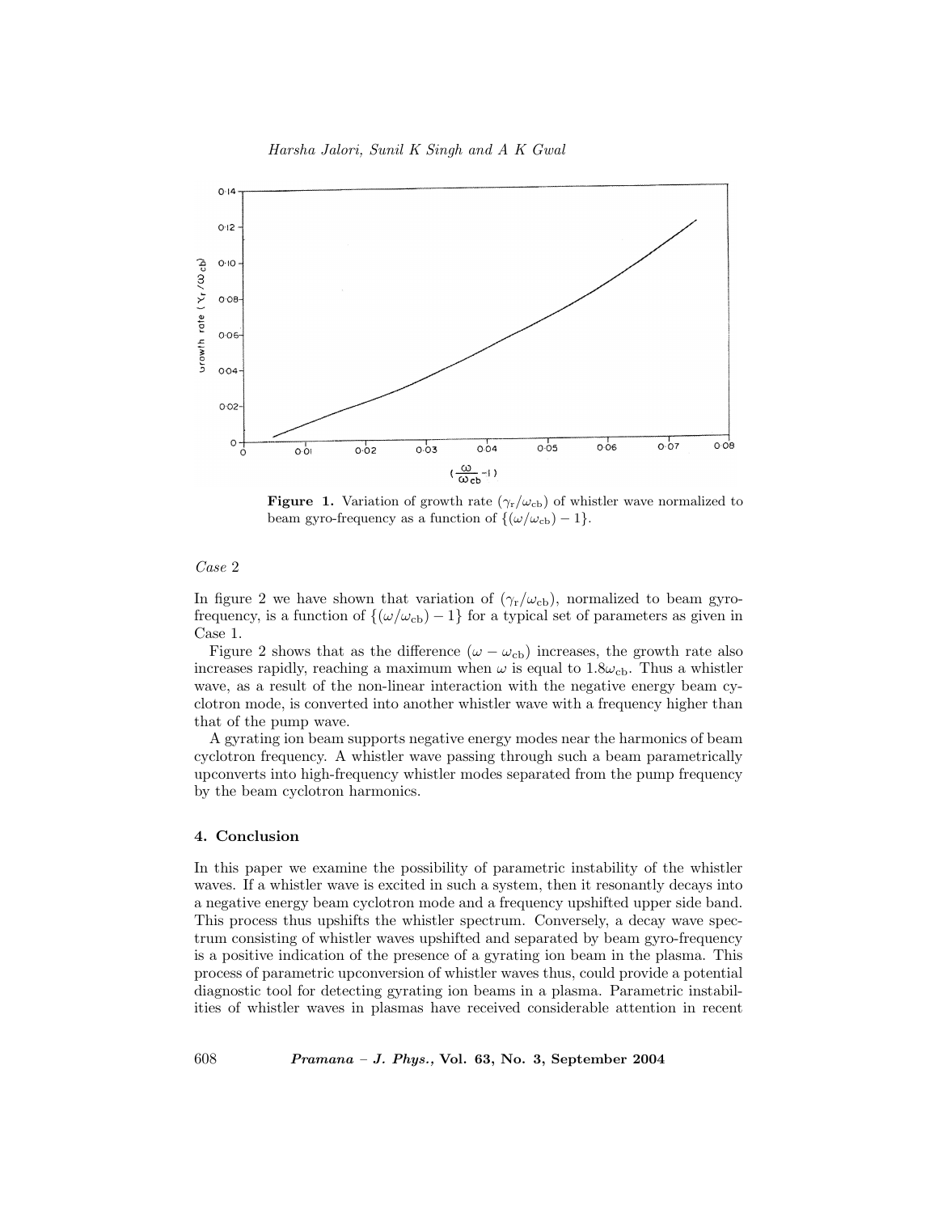**Figure 1.** Variation of growth rate ($\gamma_r/\omega_{cb}$) of whistler wave normalized to beam gyro-frequency as a function of $\{(\omega/\omega_{cb}) - 1\}$.

*Case* 2

In figure 2 we have shown that variation of ($\gamma_r/\omega_{cb}$), normalized to beam gyro-frequency, is a function of $\{(\omega/\omega_{cb}) - 1\}$ for a typical set of parameters as given in Case 1.

Figure 2 shows that as the difference ($\omega - \omega_{cb}$) increases, the growth rate also increases rapidly, reaching a maximum when $\omega$ is equal to $1.8\omega_{cb}$. Thus a whistler wave, as a result of the non-linear interaction with the negative energy beam cyclotron mode, is converted into another whistler wave with a frequency higher than that of the pump wave.

A gyrating ion beam supports negative energy modes near the harmonics of beam cyclotron frequency. A whistler wave passing through such a beam parametrically upconverts into high-frequency whistler modes separated from the pump frequency by the beam cyclotron harmonics.

## 4. Conclusion

In this paper we examine the possibility of parametric instability of the whistler waves. If a whistler wave is excited in such a system, then it resonantly decays into a negative energy beam cyclotron mode and a frequency upshifted upper side band. This process thus upshifts the whistler spectrum. Conversely, a decay wave spectrum consisting of whistler waves upshifted and separated by beam gyro-frequency is a positive indication of the presence of a gyrating ion beam in the plasma. This process of parametric upconversion of whistler waves thus, could provide a potential diagnostic tool for detecting gyrating ion beams in a plasma. Parametric instabilities of whistler waves in plasmas have received considerable attention in recent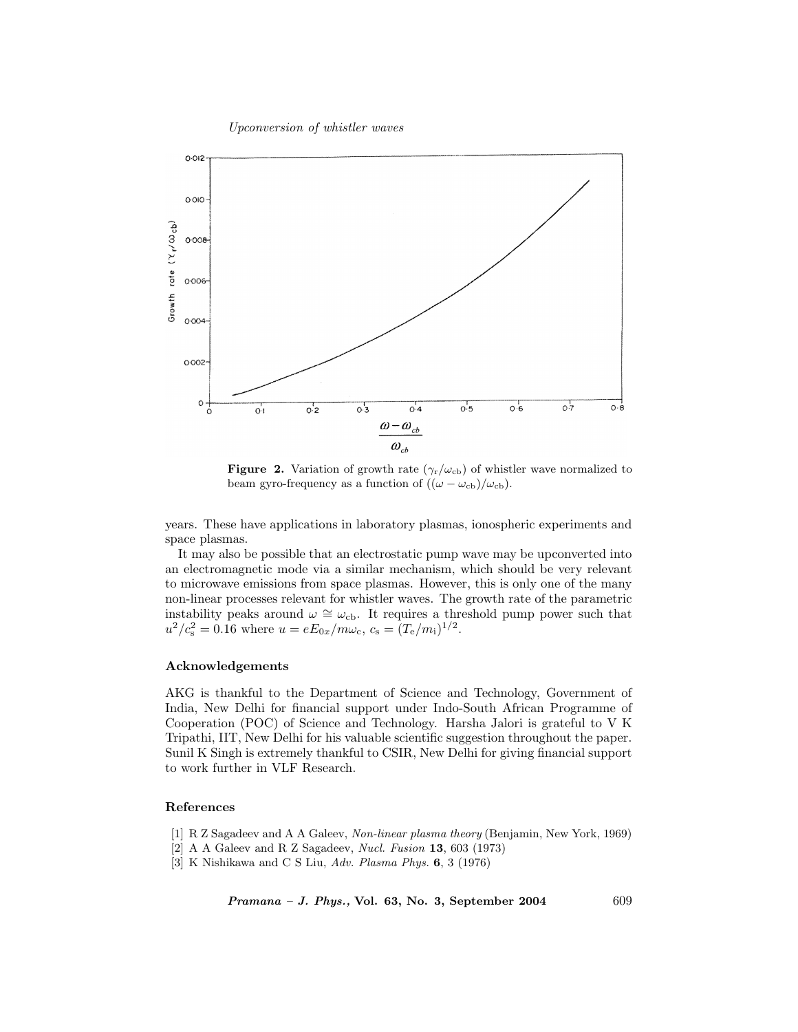**Figure 2.** Variation of growth rate ($\gamma_r/\omega_{cb}$) of whistler wave normalized to beam gyro-frequency as a function of $((\omega - \omega_{cb})/\omega_{cb})$.

years. These have applications in laboratory plasmas, ionospheric experiments and space plasmas.

It may also be possible that an electrostatic pump wave may be upconverted into an electromagnetic mode via a similar mechanism, which should be very relevant to microwave emissions from space plasmas. However, this is only one of the many non-linear processes relevant for whistler waves. The growth rate of the parametric instability peaks around $\omega \cong \omega_{cb}$. It requires a threshold pump power such that $u^2/c_s^2 = 0.16$ where $u = eE_{0x}/m\omega_c$, $c_s = (T_e/m_i)^{1/2}$.

## Acknowledgements

AKG is thankful to the Department of Science and Technology, Government of India, New Delhi for financial support under Indo-South African Programme of Cooperation (POC) of Science and Technology. Harsha Jalori is grateful to V K Tripathi, IIT, New Delhi for his valuable scientific suggestion throughout the paper. Sunil K Singh is extremely thankful to CSIR, New Delhi for giving financial support to work further in VLF Research.

## References

[1] R Z Sagadeev and A A Galeev, *Non-linear plasma theory* (Benjamin, New York, 1969)

[2] A A Galeev and R Z Sagadeev, *Nucl. Fusion* **13**, 603 (1973)

[3] K Nishikawa and C S Liu, *Adv. Plasma Phys.* **6**, 3 (1976)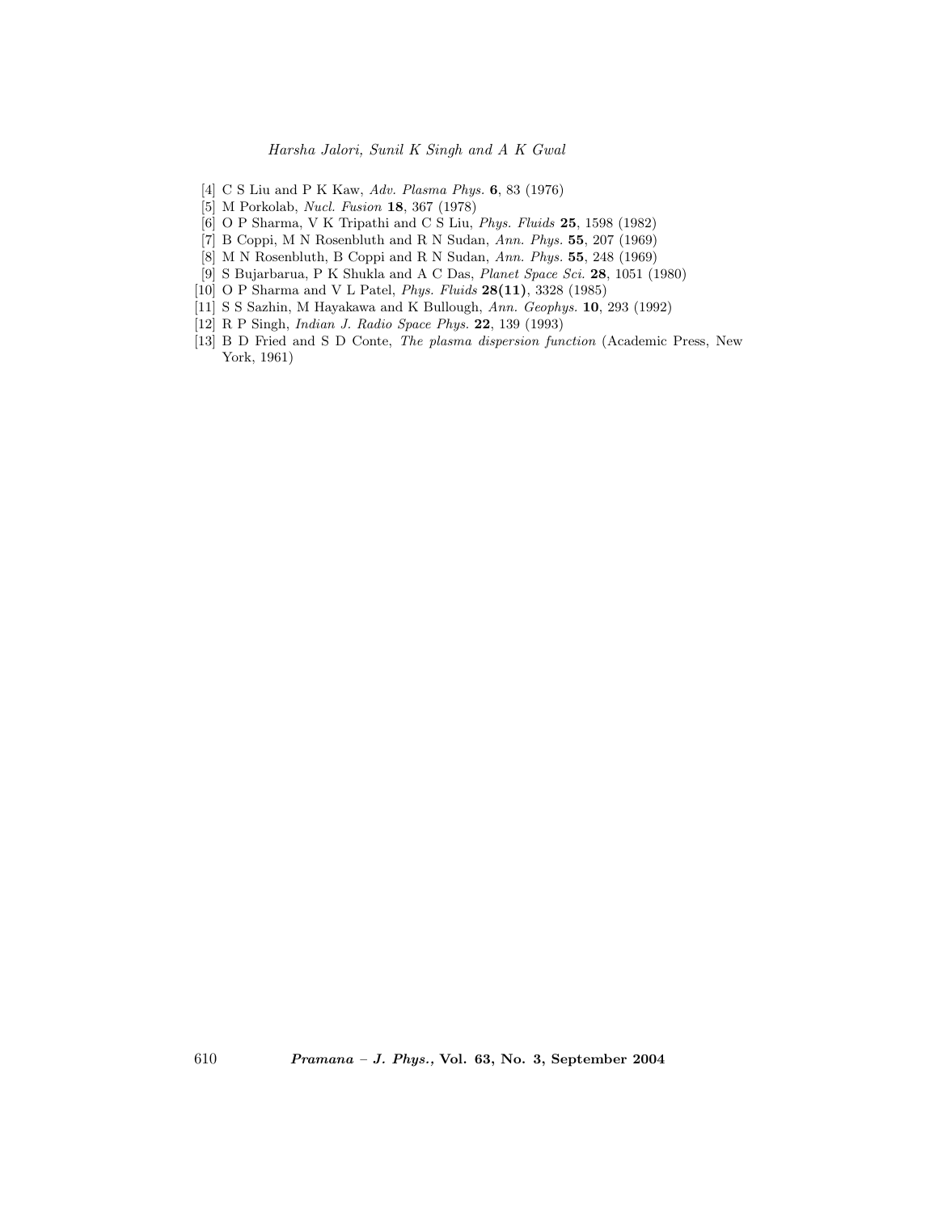[4] C S Liu and P K Kaw, *Adv. Plasma Phys.* **6**, 83 (1976)
[5] M Porkolab, *Nucl. Fusion* **18**, 367 (1978)
[6] O P Sharma, V K Tripathi and C S Liu, *Phys. Fluids* **25**, 1598 (1982)
[7] B Coppi, M N Rosenbluth and R N Sudan, *Ann. Phys.* **55**, 207 (1969)
[8] M N Rosenbluth, B Coppi and R N Sudan, *Ann. Phys.* **55**, 248 (1969)
[9] S Bujarbarua, P K Shukla and A C Das, *Planet Space Sci.* **28**, 1051 (1980)
[10] O P Sharma and V L Patel, *Phys. Fluids* **28(11)**, 3328 (1985)
[11] S S Sazhin, M Hayakawa and K Bullough, *Ann. Geophys.* **10**, 293 (1992)
[12] R P Singh, *Indian J. Radio Space Phys.* **22**, 139 (1993)
[13] B D Fried and S D Conte, *The plasma dispersion function* (Academic Press, New York, 1961)